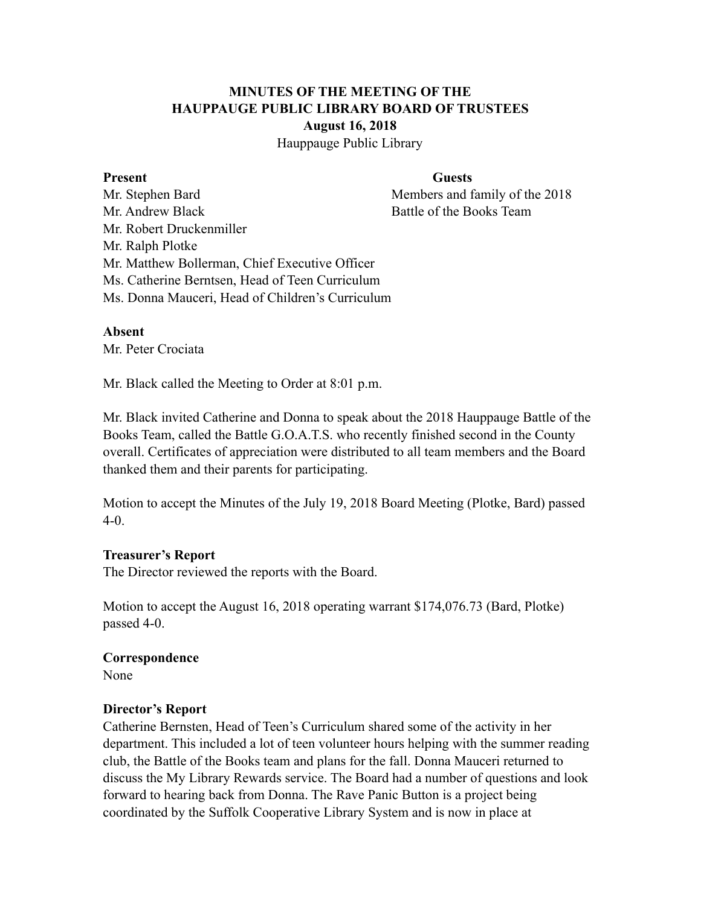**MINUTES OF THE MEETING OF THE**
**HAUPPAUGE PUBLIC LIBRARY BOARD OF TRUSTEES**
**August 16, 2018**
Hauppauge Public Library

| **Present** | **Guests** |
|---|---|
| Mr. Stephen Bard | Members and family of the 2018 |
| Mr. Andrew Black | Battle of the Books Team |
| Mr. Robert Druckenmiller | |
| Mr. Ralph Plotke | |
| Mr. Matthew Bollerman, Chief Executive Officer | |
| Ms. Catherine Berntsen, Head of Teen Curriculum | |
| Ms. Donna Mauceri, Head of Children's Curriculum | |

**Absent**
Mr. Peter Crociata

Mr. Black called the Meeting to Order at 8:01 p.m.

Mr. Black invited Catherine and Donna to speak about the 2018 Hauppauge Battle of the Books Team, called the Battle G.O.A.T.S. who recently finished second in the County overall. Certificates of appreciation were distributed to all team members and the Board thanked them and their parents for participating.

Motion to accept the Minutes of the July 19, 2018 Board Meeting (Plotke, Bard) passed 4-0.

**Treasurer's Report**
The Director reviewed the reports with the Board.

Motion to accept the August 16, 2018 operating warrant $174,076.73 (Bard, Plotke) passed 4-0.

**Correspondence**
None

**Director's Report**
Catherine Bernsten, Head of Teen's Curriculum shared some of the activity in her department. This included a lot of teen volunteer hours helping with the summer reading club, the Battle of the Books team and plans for the fall. Donna Mauceri returned to discuss the My Library Rewards service. The Board had a number of questions and look forward to hearing back from Donna. The Rave Panic Button is a project being coordinated by the Suffolk Cooperative Library System and is now in place at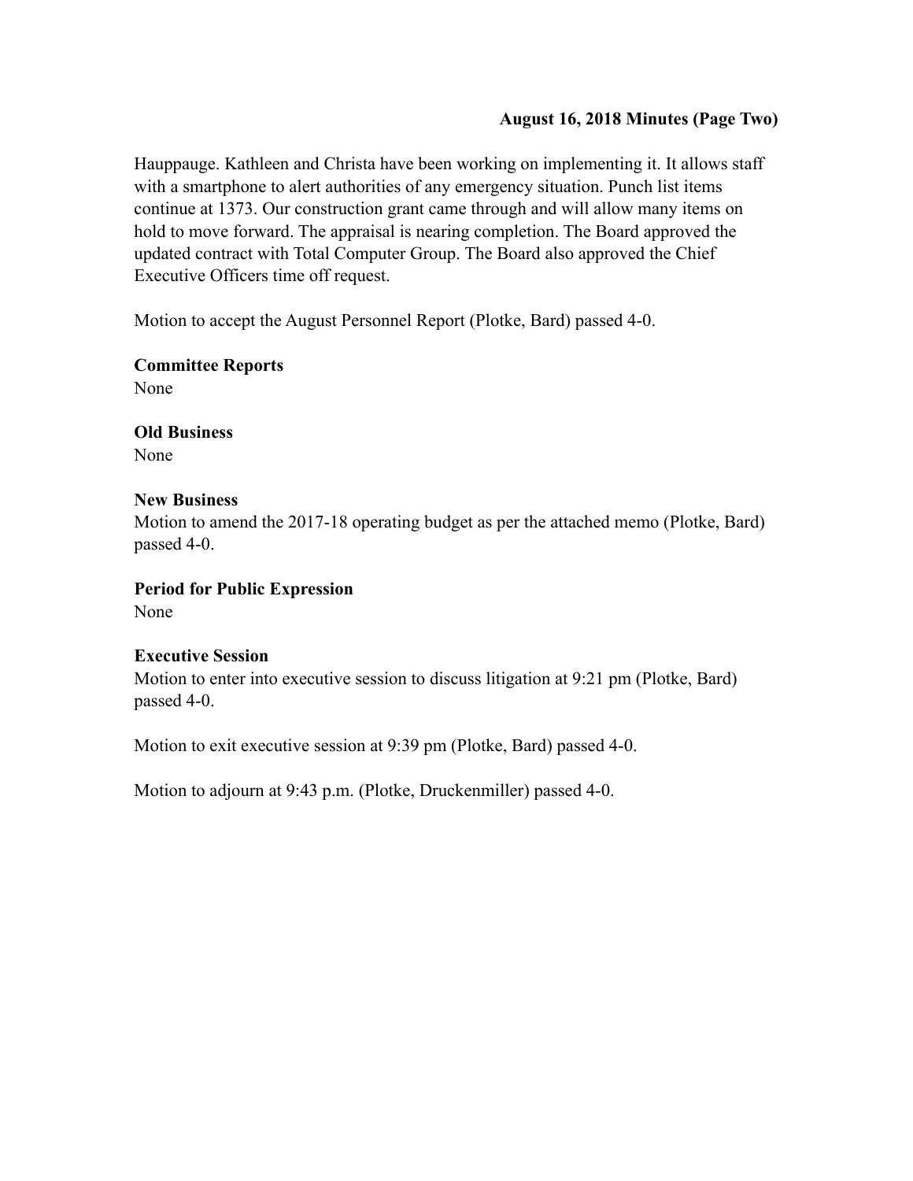Hauppauge. Kathleen and Christa have been working on implementing it. It allows staff with a smartphone to alert authorities of any emergency situation. Punch list items continue at 1373. Our construction grant came through and will allow many items on hold to move forward. The appraisal is nearing completion. The Board approved the updated contract with Total Computer Group. The Board also approved the Chief Executive Officers time off request.

Motion to accept the August Personnel Report (Plotke, Bard) passed 4-0.

**Committee Reports**
None

**Old Business**
None

**New Business**
Motion to amend the 2017-18 operating budget as per the attached memo (Plotke, Bard) passed 4-0.

**Period for Public Expression**
None

**Executive Session**
Motion to enter into executive session to discuss litigation at 9:21 pm (Plotke, Bard) passed 4-0.

Motion to exit executive session at 9:39 pm (Plotke, Bard) passed 4-0.

Motion to adjourn at 9:43 p.m. (Plotke, Druckenmiller) passed 4-0.